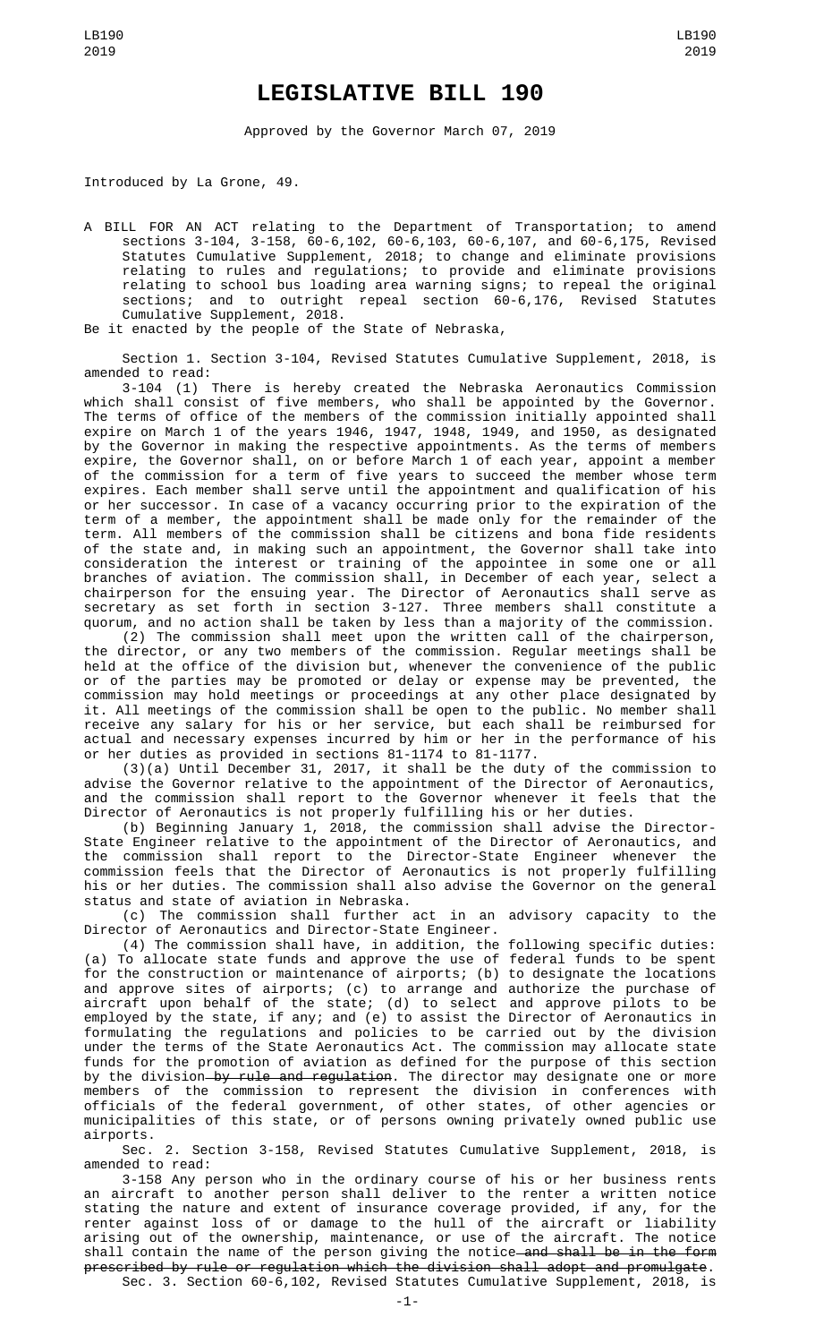# LEGISLATIVE BILL 190

Approved by the Governor March 07, 2019

Introduced by La Grone, 49.

A BILL FOR AN ACT relating to the Department of Transportation; to amend sections 3-104, 3-158, 60-6,102, 60-6,103, 60-6,107, and 60-6,175, Revised Statutes Cumulative Supplement, 2018; to change and eliminate provisions relating to rules and regulations; to provide and eliminate provisions relating to school bus loading area warning signs; to repeal the original sections; and to outright repeal section 60-6,176, Revised Statutes Cumulative Supplement, 2018.

Be it enacted by the people of the State of Nebraska,

Section 1. Section 3-104, Revised Statutes Cumulative Supplement, 2018, is amended to read:

3-104 (1) There is hereby created the Nebraska Aeronautics Commission which shall consist of five members, who shall be appointed by the Governor. The terms of office of the members of the commission initially appointed shall expire on March 1 of the years 1946, 1947, 1948, 1949, and 1950, as designated by the Governor in making the respective appointments. As the terms of members expire, the Governor shall, on or before March 1 of each year, appoint a member of the commission for a term of five years to succeed the member whose term expires. Each member shall serve until the appointment and qualification of his or her successor. In case of a vacancy occurring prior to the expiration of the term of a member, the appointment shall be made only for the remainder of the term. All members of the commission shall be citizens and bona fide residents of the state and, in making such an appointment, the Governor shall take into consideration the interest or training of the appointee in some one or all branches of aviation. The commission shall, in December of each year, select a chairperson for the ensuing year. The Director of Aeronautics shall serve as secretary as set forth in section 3-127. Three members shall constitute a quorum, and no action shall be taken by less than a majority of the commission.

(2) The commission shall meet upon the written call of the chairperson, the director, or any two members of the commission. Regular meetings shall be held at the office of the division but, whenever the convenience of the public or of the parties may be promoted or delay or expense may be prevented, the commission may hold meetings or proceedings at any other place designated by it. All meetings of the commission shall be open to the public. No member shall receive any salary for his or her service, but each shall be reimbursed for actual and necessary expenses incurred by him or her in the performance of his or her duties as provided in sections 81-1174 to 81-1177.

(3)(a) Until December 31, 2017, it shall be the duty of the commission to advise the Governor relative to the appointment of the Director of Aeronautics, and the commission shall report to the Governor whenever it feels that the Director of Aeronautics is not properly fulfilling his or her duties.

(b) Beginning January 1, 2018, the commission shall advise the Director-State Engineer relative to the appointment of the Director of Aeronautics, and the commission shall report to the Director-State Engineer whenever the commission feels that the Director of Aeronautics is not properly fulfilling his or her duties. The commission shall also advise the Governor on the general status and state of aviation in Nebraska.

(c) The commission shall further act in an advisory capacity to the Director of Aeronautics and Director-State Engineer.

(4) The commission shall have, in addition, the following specific duties: (a) To allocate state funds and approve the use of federal funds to be spent for the construction or maintenance of airports; (b) to designate the locations and approve sites of airports; (c) to arrange and authorize the purchase of aircraft upon behalf of the state; (d) to select and approve pilots to be employed by the state, if any; and (e) to assist the Director of Aeronautics in formulating the regulations and policies to be carried out by the division under the terms of the State Aeronautics Act. The commission may allocate state funds for the promotion of aviation as defined for the purpose of this section by the division ~~by rule and regulation~~. The director may designate one or more members of the commission to represent the division in conferences with officials of the federal government, of other states, of other agencies or municipalities of this state, or of persons owning privately owned public use airports.

Sec. 2. Section 3-158, Revised Statutes Cumulative Supplement, 2018, is amended to read:

3-158 Any person who in the ordinary course of his or her business rents an aircraft to another person shall deliver to the renter a written notice stating the nature and extent of insurance coverage provided, if any, for the renter against loss of or damage to the hull of the aircraft or liability arising out of the ownership, maintenance, or use of the aircraft. The notice shall contain the name of the person giving the notice ~~and shall be in the form prescribed by rule or regulation which the division shall adopt and promulgate~~.

Sec. 3. Section 60-6,102, Revised Statutes Cumulative Supplement, 2018, is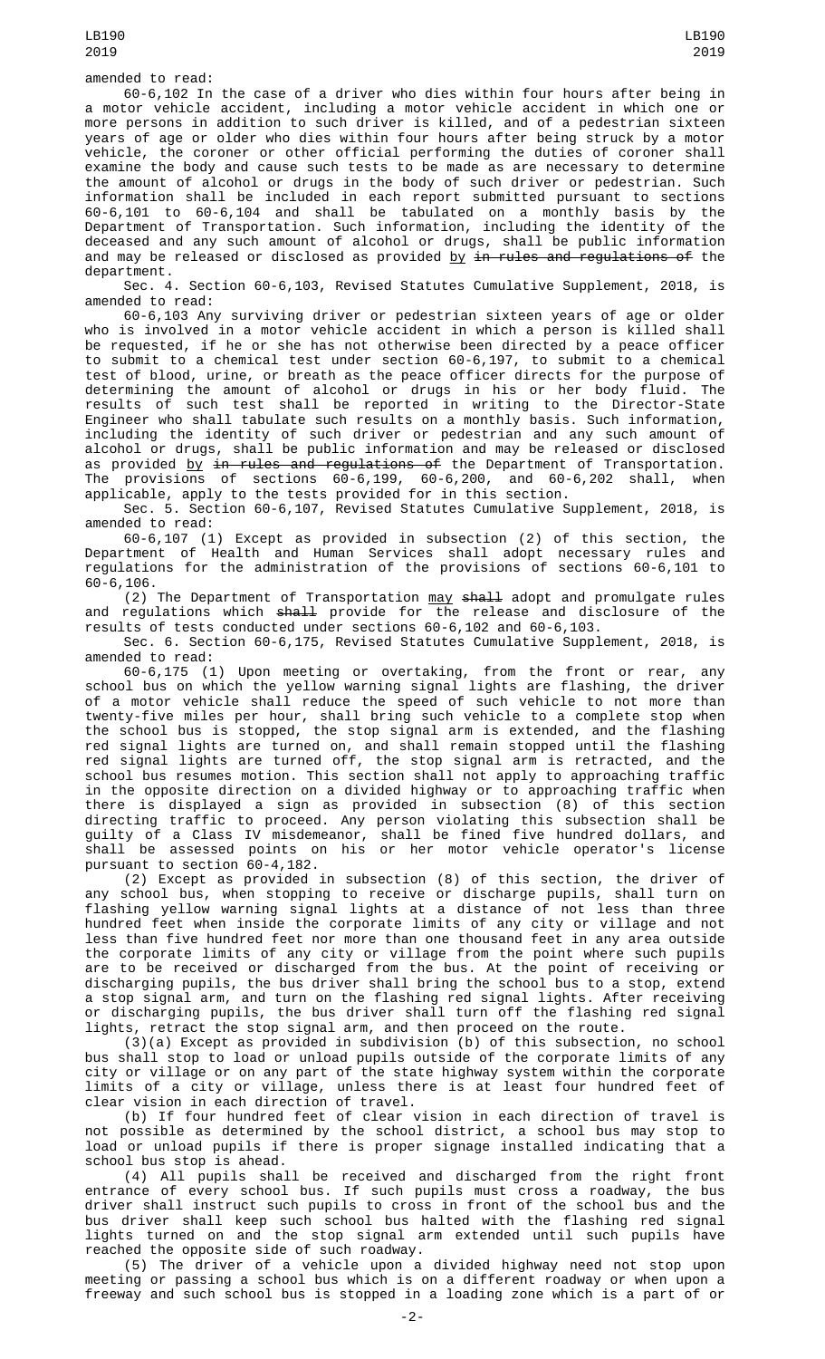amended to read:

60-6,102 In the case of a driver who dies within four hours after being in a motor vehicle accident, including a motor vehicle accident in which one or more persons in addition to such driver is killed, and of a pedestrian sixteen years of age or older who dies within four hours after being struck by a motor vehicle, the coroner or other official performing the duties of coroner shall examine the body and cause such tests to be made as are necessary to determine the amount of alcohol or drugs in the body of such driver or pedestrian. Such information shall be included in each report submitted pursuant to sections 60-6,101 to 60-6,104 and shall be tabulated on a monthly basis by the Department of Transportation. Such information, including the identity of the deceased and any such amount of alcohol or drugs, shall be public information and may be released or disclosed as provided <u>by</u> ~~in rules and regulations of~~ the department.

Sec. 4. Section 60-6,103, Revised Statutes Cumulative Supplement, 2018, is amended to read:

60-6,103 Any surviving driver or pedestrian sixteen years of age or older who is involved in a motor vehicle accident in which a person is killed shall be requested, if he or she has not otherwise been directed by a peace officer to submit to a chemical test under section 60-6,197, to submit to a chemical test of blood, urine, or breath as the peace officer directs for the purpose of determining the amount of alcohol or drugs in his or her body fluid. The results of such test shall be reported in writing to the Director-State Engineer who shall tabulate such results on a monthly basis. Such information, including the identity of such driver or pedestrian and any such amount of alcohol or drugs, shall be public information and may be released or disclosed as provided <u>by</u> ~~in rules and regulations of~~ the Department of Transportation. The provisions of sections 60-6,199, 60-6,200, and 60-6,202 shall, when applicable, apply to the tests provided for in this section.

Sec. 5. Section 60-6,107, Revised Statutes Cumulative Supplement, 2018, is amended to read:

60-6,107 (1) Except as provided in subsection (2) of this section, the Department of Health and Human Services shall adopt necessary rules and regulations for the administration of the provisions of sections 60-6,101 to 60-6,106.

(2) The Department of Transportation <u>may</u> ~~shall~~ adopt and promulgate rules and regulations which ~~shall~~ provide for the release and disclosure of the results of tests conducted under sections 60-6,102 and 60-6,103.

Sec. 6. Section 60-6,175, Revised Statutes Cumulative Supplement, 2018, is amended to read:

60-6,175 (1) Upon meeting or overtaking, from the front or rear, any school bus on which the yellow warning signal lights are flashing, the driver of a motor vehicle shall reduce the speed of such vehicle to not more than twenty-five miles per hour, shall bring such vehicle to a complete stop when the school bus is stopped, the stop signal arm is extended, and the flashing red signal lights are turned on, and shall remain stopped until the flashing red signal lights are turned off, the stop signal arm is retracted, and the school bus resumes motion. This section shall not apply to approaching traffic in the opposite direction on a divided highway or to approaching traffic when there is displayed a sign as provided in subsection (8) of this section directing traffic to proceed. Any person violating this subsection shall be guilty of a Class IV misdemeanor, shall be fined five hundred dollars, and shall be assessed points on his or her motor vehicle operator's license pursuant to section 60-4,182.

(2) Except as provided in subsection (8) of this section, the driver of any school bus, when stopping to receive or discharge pupils, shall turn on flashing yellow warning signal lights at a distance of not less than three hundred feet when inside the corporate limits of any city or village and not less than five hundred feet nor more than one thousand feet in any area outside the corporate limits of any city or village from the point where such pupils are to be received or discharged from the bus. At the point of receiving or discharging pupils, the bus driver shall bring the school bus to a stop, extend a stop signal arm, and turn on the flashing red signal lights. After receiving or discharging pupils, the bus driver shall turn off the flashing red signal lights, retract the stop signal arm, and then proceed on the route.

(3)(a) Except as provided in subdivision (b) of this subsection, no school bus shall stop to load or unload pupils outside of the corporate limits of any city or village or on any part of the state highway system within the corporate limits of a city or village, unless there is at least four hundred feet of clear vision in each direction of travel.

(b) If four hundred feet of clear vision in each direction of travel is not possible as determined by the school district, a school bus may stop to load or unload pupils if there is proper signage installed indicating that a school bus stop is ahead.

(4) All pupils shall be received and discharged from the right front entrance of every school bus. If such pupils must cross a roadway, the bus driver shall instruct such pupils to cross in front of the school bus and the bus driver shall keep such school bus halted with the flashing red signal lights turned on and the stop signal arm extended until such pupils have reached the opposite side of such roadway.

(5) The driver of a vehicle upon a divided highway need not stop upon meeting or passing a school bus which is on a different roadway or when upon a freeway and such school bus is stopped in a loading zone which is a part of or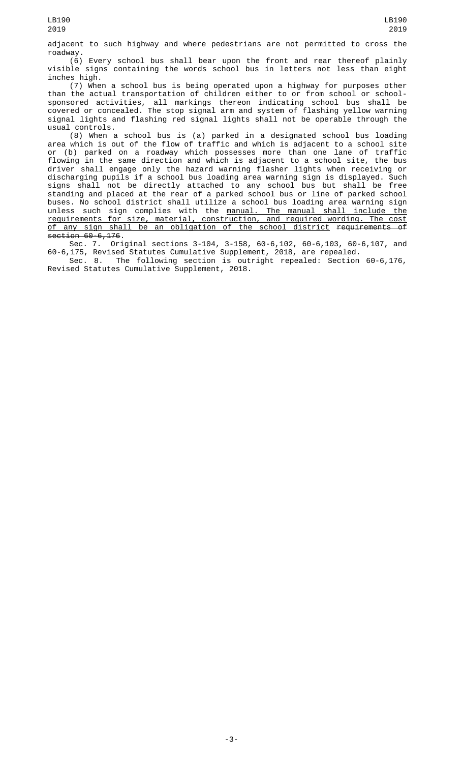adjacent to such highway and where pedestrians are not permitted to cross the roadway.

(6) Every school bus shall bear upon the front and rear thereof plainly visible signs containing the words school bus in letters not less than eight inches high.

(7) When a school bus is being operated upon a highway for purposes other than the actual transportation of children either to or from school or school-sponsored activities, all markings thereon indicating school bus shall be covered or concealed. The stop signal arm and system of flashing yellow warning signal lights and flashing red signal lights shall not be operable through the usual controls.

(8) When a school bus is (a) parked in a designated school bus loading area which is out of the flow of traffic and which is adjacent to a school site or (b) parked on a roadway which possesses more than one lane of traffic flowing in the same direction and which is adjacent to a school site, the bus driver shall engage only the hazard warning flasher lights when receiving or discharging pupils if a school bus loading area warning sign is displayed. Such signs shall not be directly attached to any school bus but shall be free standing and placed at the rear of a parked school bus or line of parked school buses. No school district shall utilize a school bus loading area warning sign unless such sign complies with the manual. The manual shall include the requirements for size, material, construction, and required wording. The cost of any sign shall be an obligation of the school district ~~requirements of section 60-6,176~~.

Sec. 7. Original sections 3-104, 3-158, 60-6,102, 60-6,103, 60-6,107, and 60-6,175, Revised Statutes Cumulative Supplement, 2018, are repealed.

Sec. 8. The following section is outright repealed: Section 60-6,176, Revised Statutes Cumulative Supplement, 2018.